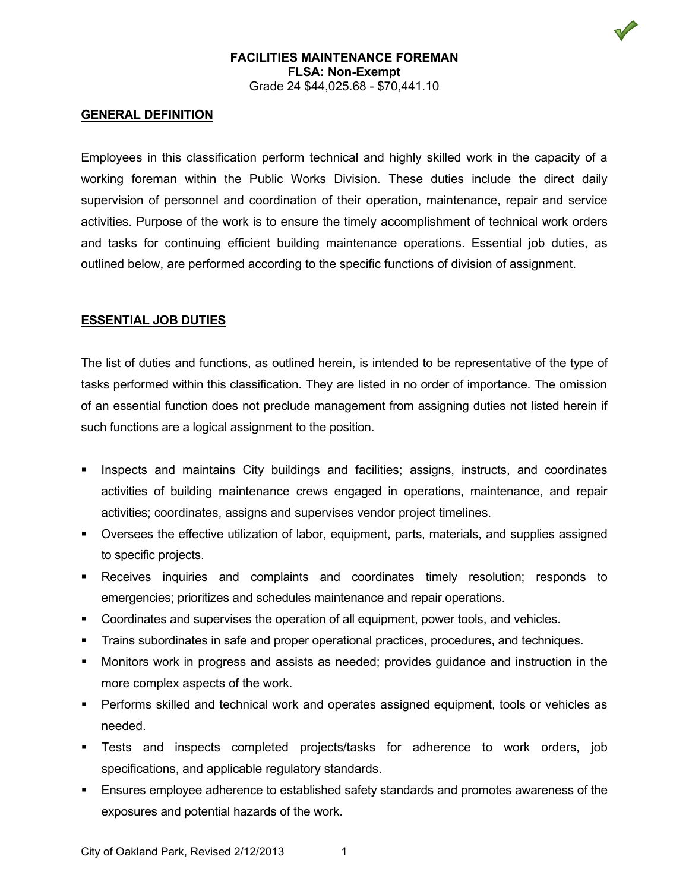# FACILITIES MAINTENANCE FOREMAN

**FLSA: Non-Exempt**

Grade 24 $44,025.68 - $70,441.10

## GENERAL DEFINITION

Employees in this classification perform technical and highly skilled work in the capacity of a working foreman within the Public Works Division. These duties include the direct daily supervision of personnel and coordination of their operation, maintenance, repair and service activities. Purpose of the work is to ensure the timely accomplishment of technical work orders and tasks for continuing efficient building maintenance operations. Essential job duties, as outlined below, are performed according to the specific functions of division of assignment.

## ESSENTIAL JOB DUTIES

The list of duties and functions, as outlined herein, is intended to be representative of the type of tasks performed within this classification. They are listed in no order of importance. The omission of an essential function does not preclude management from assigning duties not listed herein if such functions are a logical assignment to the position.

- Inspects and maintains City buildings and facilities; assigns, instructs, and coordinates activities of building maintenance crews engaged in operations, maintenance, and repair activities; coordinates, assigns and supervises vendor project timelines.
- Oversees the effective utilization of labor, equipment, parts, materials, and supplies assigned to specific projects.
- Receives inquiries and complaints and coordinates timely resolution; responds to emergencies; prioritizes and schedules maintenance and repair operations.
- Coordinates and supervises the operation of all equipment, power tools, and vehicles.
- Trains subordinates in safe and proper operational practices, procedures, and techniques.
- Monitors work in progress and assists as needed; provides guidance and instruction in the more complex aspects of the work.
- Performs skilled and technical work and operates assigned equipment, tools or vehicles as needed.
- Tests and inspects completed projects/tasks for adherence to work orders, job specifications, and applicable regulatory standards.
- Ensures employee adherence to established safety standards and promotes awareness of the exposures and potential hazards of the work.

City of Oakland Park, Revised 2/12/2013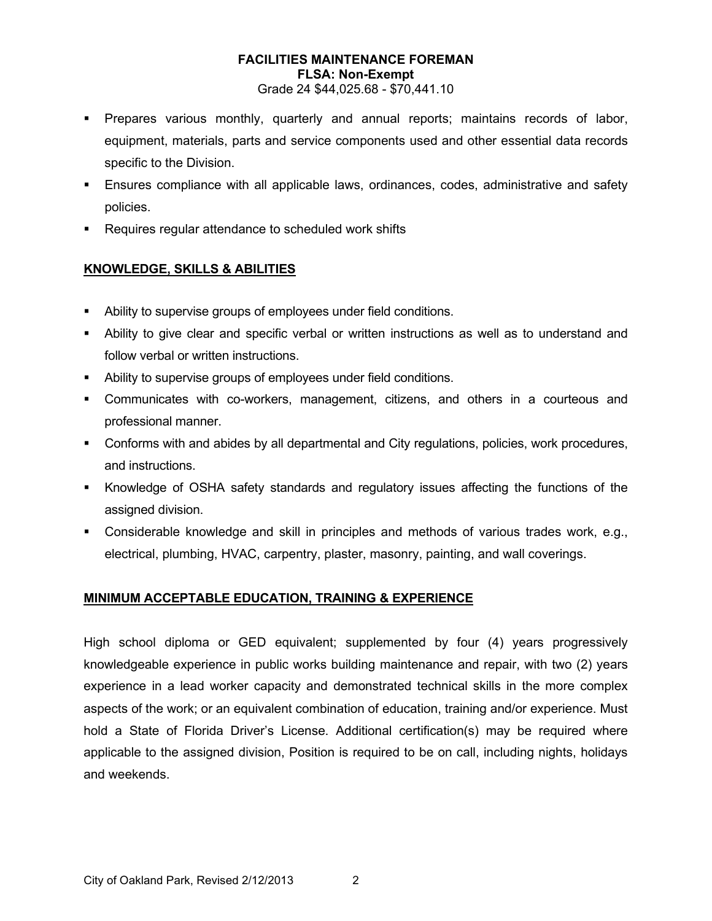**FACILITIES MAINTENANCE FOREMAN**
**FLSA: Non-Exempt**
Grade 24 $44,025.68 - $70,441.10

- Prepares various monthly, quarterly and annual reports; maintains records of labor, equipment, materials, parts and service components used and other essential data records specific to the Division.
- Ensures compliance with all applicable laws, ordinances, codes, administrative and safety policies.
- Requires regular attendance to scheduled work shifts

## KNOWLEDGE, SKILLS & ABILITIES

- Ability to supervise groups of employees under field conditions.
- Ability to give clear and specific verbal or written instructions as well as to understand and follow verbal or written instructions.
- Ability to supervise groups of employees under field conditions.
- Communicates with co-workers, management, citizens, and others in a courteous and professional manner.
- Conforms with and abides by all departmental and City regulations, policies, work procedures, and instructions.
- Knowledge of OSHA safety standards and regulatory issues affecting the functions of the assigned division.
- Considerable knowledge and skill in principles and methods of various trades work, e.g., electrical, plumbing, HVAC, carpentry, plaster, masonry, painting, and wall coverings.

## MINIMUM ACCEPTABLE EDUCATION, TRAINING & EXPERIENCE

High school diploma or GED equivalent; supplemented by four (4) years progressively knowledgeable experience in public works building maintenance and repair, with two (2) years experience in a lead worker capacity and demonstrated technical skills in the more complex aspects of the work; or an equivalent combination of education, training and/or experience. Must hold a State of Florida Driver's License. Additional certification(s) may be required where applicable to the assigned division, Position is required to be on call, including nights, holidays and weekends.

City of Oakland Park, Revised 2/12/2013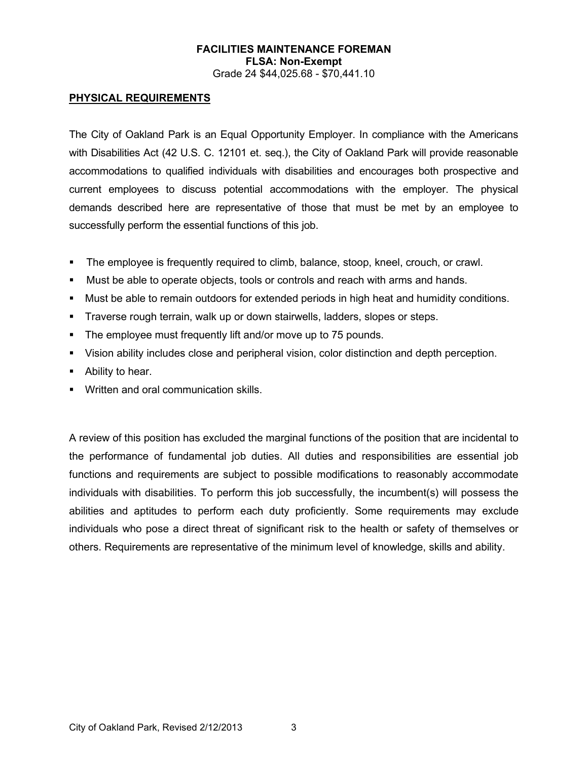**FACILITIES MAINTENANCE FOREMAN**
**FLSA: Non-Exempt**
Grade 24 $44,025.68 - $70,441.10

## PHYSICAL REQUIREMENTS

The City of Oakland Park is an Equal Opportunity Employer. In compliance with the Americans with Disabilities Act (42 U.S. C. 12101 et. seq.), the City of Oakland Park will provide reasonable accommodations to qualified individuals with disabilities and encourages both prospective and current employees to discuss potential accommodations with the employer. The physical demands described here are representative of those that must be met by an employee to successfully perform the essential functions of this job.

- The employee is frequently required to climb, balance, stoop, kneel, crouch, or crawl.
- Must be able to operate objects, tools or controls and reach with arms and hands.
- Must be able to remain outdoors for extended periods in high heat and humidity conditions.
- Traverse rough terrain, walk up or down stairwells, ladders, slopes or steps.
- The employee must frequently lift and/or move up to 75 pounds.
- Vision ability includes close and peripheral vision, color distinction and depth perception.
- Ability to hear.
- Written and oral communication skills.

A review of this position has excluded the marginal functions of the position that are incidental to the performance of fundamental job duties. All duties and responsibilities are essential job functions and requirements are subject to possible modifications to reasonably accommodate individuals with disabilities. To perform this job successfully, the incumbent(s) will possess the abilities and aptitudes to perform each duty proficiently. Some requirements may exclude individuals who pose a direct threat of significant risk to the health or safety of themselves or others. Requirements are representative of the minimum level of knowledge, skills and ability.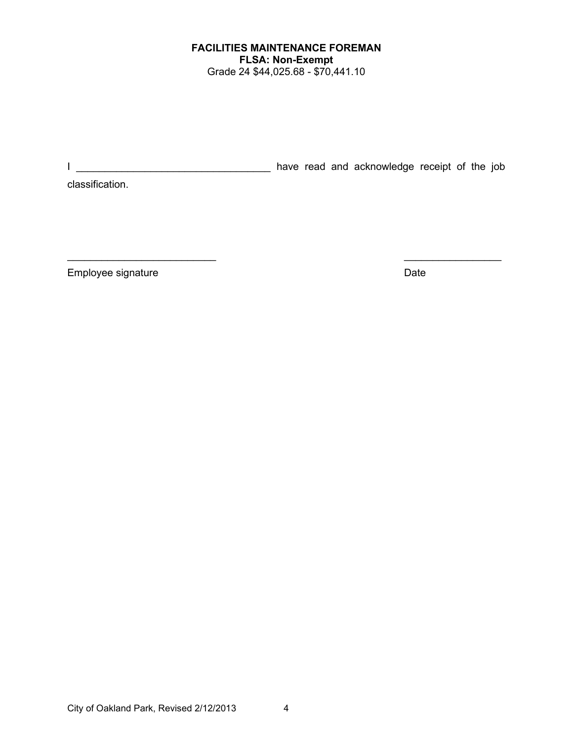**FACILITIES MAINTENANCE FOREMAN**
**FLSA: Non-Exempt**
Grade 24 $44,025.68 - $70,441.10

I _________________________________ have read and acknowledge receipt of the job classification.

__________________________ _________________

Employee signature Date